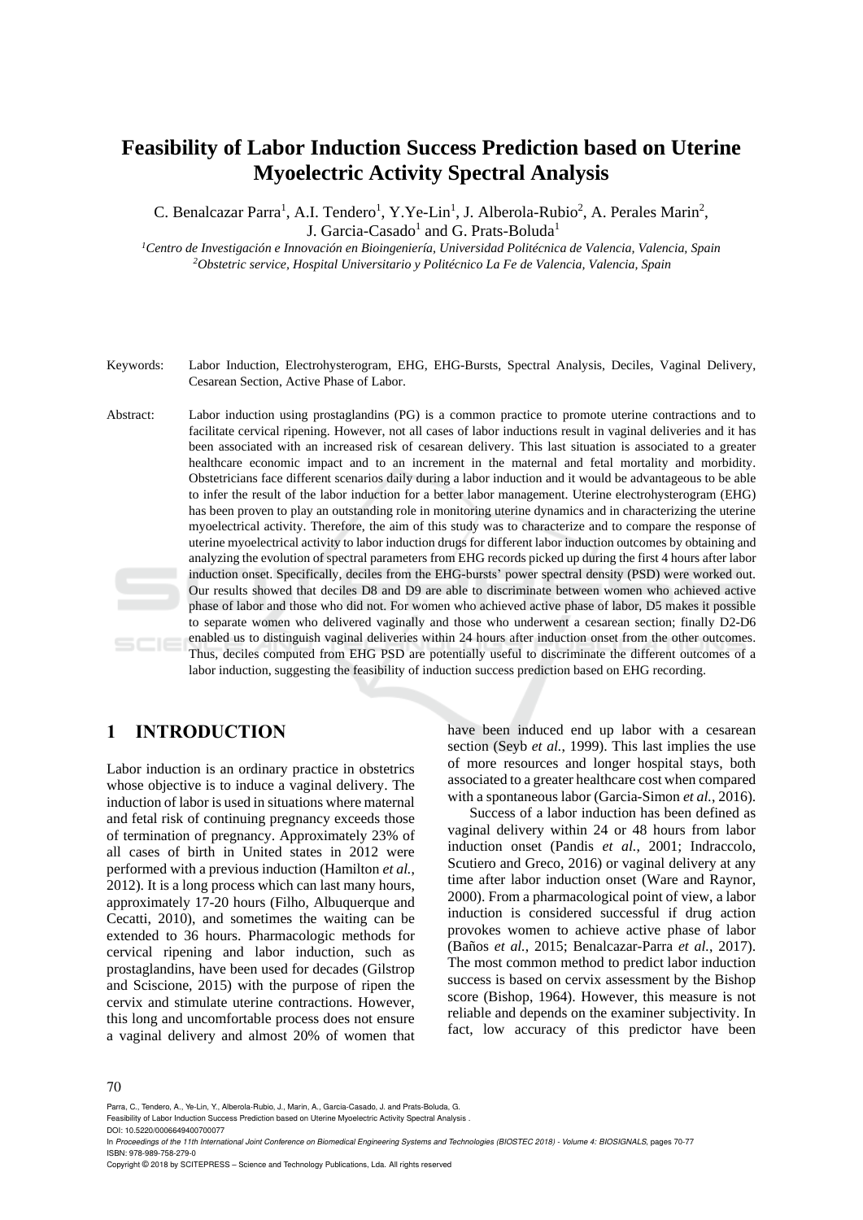# Feasibility of Labor Induction Success Prediction based on Uterine Myoelectric Activity Spectral Analysis

C. Benalcazar Parra[1], A.I. Tendero[1], Y.Ye-Lin[1], J. Alberola-Rubio[2], A. Perales Marin[2], J. Garcia-Casado[1] and G. Prats-Boluda[1]

[1]*Centro de Investigación e Innovación en Bioingeniería, Universidad Politécnica de Valencia, Valencia, Spain*
[2]*Obstetric service, Hospital Universitario y Politécnico La Fe de Valencia, Valencia, Spain*

Keywords: Labor Induction, Electrohysterogram, EHG, EHG-Bursts, Spectral Analysis, Deciles, Vaginal Delivery, Cesarean Section, Active Phase of Labor.

Abstract: Labor induction using prostaglandins (PG) is a common practice to promote uterine contractions and to facilitate cervical ripening. However, not all cases of labor inductions result in vaginal deliveries and it has been associated with an increased risk of cesarean delivery. This last situation is associated to a greater healthcare economic impact and to an increment in the maternal and fetal mortality and morbidity. Obstetricians face different scenarios daily during a labor induction and it would be advantageous to be able to infer the result of the labor induction for a better labor management. Uterine electrohysterogram (EHG) has been proven to play an outstanding role in monitoring uterine dynamics and in characterizing the uterine myoelectrical activity. Therefore, the aim of this study was to characterize and to compare the response of uterine myoelectrical activity to labor induction drugs for different labor induction outcomes by obtaining and analyzing the evolution of spectral parameters from EHG records picked up during the first 4 hours after labor induction onset. Specifically, deciles from the EHG-bursts' power spectral density (PSD) were worked out. Our results showed that deciles D8 and D9 are able to discriminate between women who achieved active phase of labor and those who did not. For women who achieved active phase of labor, D5 makes it possible to separate women who delivered vaginally and those who underwent a cesarean section; finally D2-D6 enabled us to distinguish vaginal deliveries within 24 hours after induction onset from the other outcomes. Thus, deciles computed from EHG PSD are potentially useful to discriminate the different outcomes of a labor induction, suggesting the feasibility of induction success prediction based on EHG recording.

## 1 INTRODUCTION

Labor induction is an ordinary practice in obstetrics whose objective is to induce a vaginal delivery. The induction of labor is used in situations where maternal and fetal risk of continuing pregnancy exceeds those of termination of pregnancy. Approximately 23% of all cases of birth in United states in 2012 were performed with a previous induction (Hamilton *et al.*, 2012). It is a long process which can last many hours, approximately 17-20 hours (Filho, Albuquerque and Cecatti, 2010), and sometimes the waiting can be extended to 36 hours. Pharmacologic methods for cervical ripening and labor induction, such as prostaglandins, have been used for decades (Gilstrop and Sciscione, 2015) with the purpose of ripen the cervix and stimulate uterine contractions. However, this long and uncomfortable process does not ensure a vaginal delivery and almost 20% of women that have been induced end up labor with a cesarean section (Seyb *et al.*, 1999). This last implies the use of more resources and longer hospital stays, both associated to a greater healthcare cost when compared with a spontaneous labor (Garcia-Simon *et al.*, 2016).

Success of a labor induction has been defined as vaginal delivery within 24 or 48 hours from labor induction onset (Pandis *et al.*, 2001; Indraccolo, Scutiero and Greco, 2016) or vaginal delivery at any time after labor induction onset (Ware and Raynor, 2000). From a pharmacological point of view, a labor induction is considered successful if drug action provokes women to achieve active phase of labor (Baños *et al.*, 2015; Benalcazar-Parra *et al.*, 2017). The most common method to predict labor induction success is based on cervix assessment by the Bishop score (Bishop, 1964). However, this measure is not reliable and depends on the examiner subjectivity. In fact, low accuracy of this predictor have been

Parra, C., Tendero, A., Ye-Lin, Y., Alberola-Rubio, J., Marin, A., Garcia-Casado, J. and Prats-Boluda, G.
Feasibility of Labor Induction Success Prediction based on Uterine Myoelectric Activity Spectral Analysis.
DOI: 10.5220/0006649400700077
In *Proceedings of the 11th International Joint Conference on Biomedical Engineering Systems and Technologies (BIOSTEC 2018) - Volume 4: BIOSIGNALS*, pages 70-77
ISBN: 978-989-758-279-0
Copyright © 2018 by SCITEPRESS – Science and Technology Publications, Lda. All rights reserved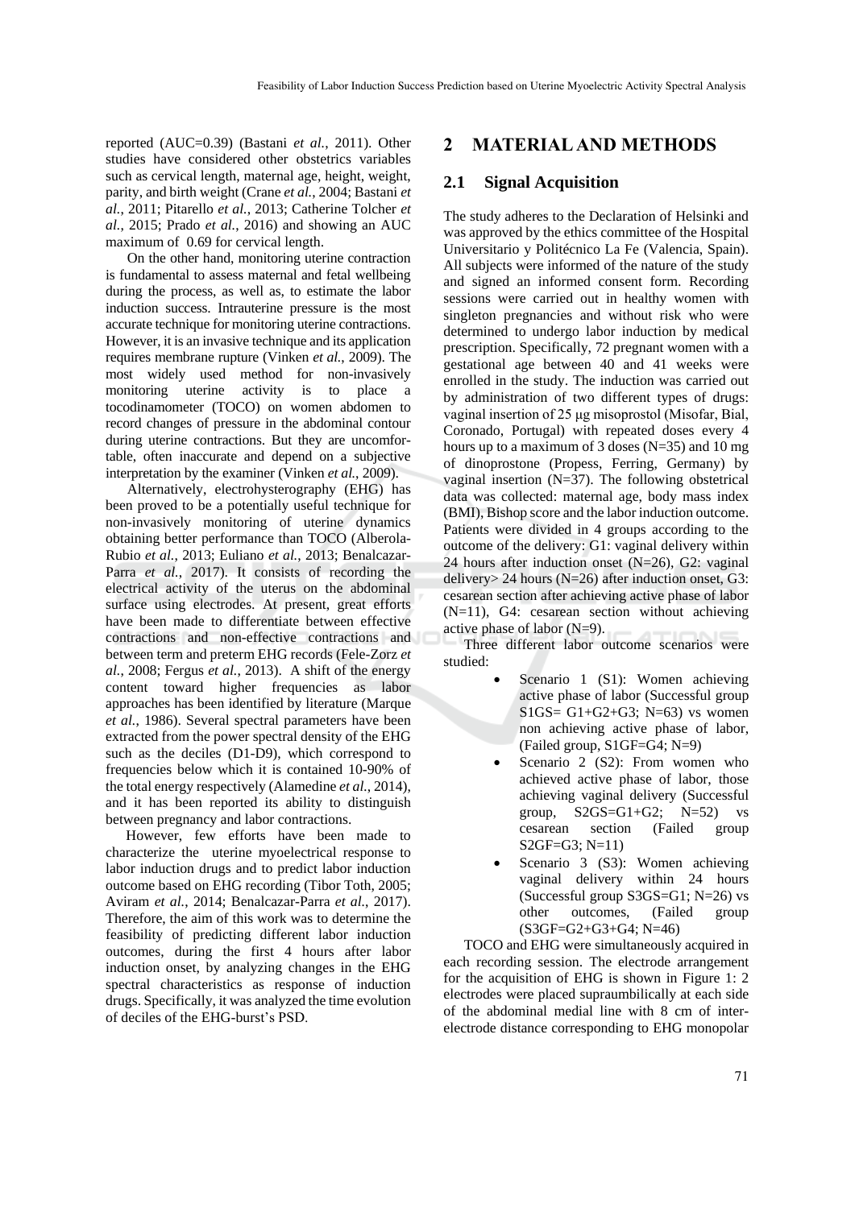reported (AUC=0.39) (Bastani *et al.*, 2011). Other studies have considered other obstetrics variables such as cervical length, maternal age, height, weight, parity, and birth weight (Crane *et al.*, 2004; Bastani *et al.*, 2011; Pitarello *et al.*, 2013; Catherine Tolcher *et al.*, 2015; Prado *et al.*, 2016) and showing an AUC maximum of 0.69 for cervical length.

On the other hand, monitoring uterine contraction is fundamental to assess maternal and fetal wellbeing during the process, as well as, to estimate the labor induction success. Intrauterine pressure is the most accurate technique for monitoring uterine contractions. However, it is an invasive technique and its application requires membrane rupture (Vinken *et al.*, 2009). The most widely used method for non-invasively monitoring uterine activity is to place a tocodinamometer (TOCO) on women abdomen to record changes of pressure in the abdominal contour during uterine contractions. But they are uncomfortable, often inaccurate and depend on a subjective interpretation by the examiner (Vinken *et al.*, 2009).

Alternatively, electrohysterography (EHG) has been proved to be a potentially useful technique for non-invasively monitoring of uterine dynamics obtaining better performance than TOCO (Alberola-Rubio *et al.*, 2013; Euliano *et al.*, 2013; Benalcazar-Parra *et al.*, 2017). It consists of recording the electrical activity of the uterus on the abdominal surface using electrodes. At present, great efforts have been made to differentiate between effective contractions and non-effective contractions and between term and preterm EHG records (Fele-Zorz *et al.*, 2008; Fergus *et al.*, 2013). A shift of the energy content toward higher frequencies as labor approaches has been identified by literature (Marque *et al.*, 1986). Several spectral parameters have been extracted from the power spectral density of the EHG such as the deciles (D1-D9), which correspond to frequencies below which it is contained 10-90% of the total energy respectively (Alamedine *et al.*, 2014), and it has been reported its ability to distinguish between pregnancy and labor contractions.

However, few efforts have been made to characterize the uterine myoelectrical response to labor induction drugs and to predict labor induction outcome based on EHG recording (Tibor Toth, 2005; Aviram *et al.*, 2014; Benalcazar-Parra *et al.*, 2017). Therefore, the aim of this work was to determine the feasibility of predicting different labor induction outcomes, during the first 4 hours after labor induction onset, by analyzing changes in the EHG spectral characteristics as response of induction drugs. Specifically, it was analyzed the time evolution of deciles of the EHG-burst's PSD.

## 2 MATERIAL AND METHODS

### 2.1 Signal Acquisition

The study adheres to the Declaration of Helsinki and was approved by the ethics committee of the Hospital Universitario y Politécnico La Fe (Valencia, Spain). All subjects were informed of the nature of the study and signed an informed consent form. Recording sessions were carried out in healthy women with singleton pregnancies and without risk who were determined to undergo labor induction by medical prescription. Specifically, 72 pregnant women with a gestational age between 40 and 41 weeks were enrolled in the study. The induction was carried out by administration of two different types of drugs: vaginal insertion of 25 μg misoprostol (Misofar, Bial, Coronado, Portugal) with repeated doses every 4 hours up to a maximum of 3 doses (N=35) and 10 mg of dinoprostone (Propess, Ferring, Germany) by vaginal insertion (N=37). The following obstetrical data was collected: maternal age, body mass index (BMI), Bishop score and the labor induction outcome. Patients were divided in 4 groups according to the outcome of the delivery: G1: vaginal delivery within 24 hours after induction onset (N=26), G2: vaginal delivery> 24 hours (N=26) after induction onset, G3: cesarean section after achieving active phase of labor (N=11), G4: cesarean section without achieving active phase of labor (N=9).

Three different labor outcome scenarios were studied:

- Scenario 1 (S1): Women achieving active phase of labor (Successful group S1GS= G1+G2+G3; N=63) vs women non achieving active phase of labor, (Failed group, S1GF=G4; N=9)
- Scenario 2 (S2): From women who achieved active phase of labor, those achieving vaginal delivery (Successful group, S2GS=G1+G2; N=52) vs cesarean section (Failed group S2GF=G3; N=11)
- Scenario 3 (S3): Women achieving vaginal delivery within 24 hours (Successful group S3GS=G1; N=26) vs other outcomes, (Failed group (S3GF=G2+G3+G4; N=46)

TOCO and EHG were simultaneously acquired in each recording session. The electrode arrangement for the acquisition of EHG is shown in Figure 1: 2 electrodes were placed supraumbilically at each side of the abdominal medial line with 8 cm of inter-electrode distance corresponding to EHG monopolar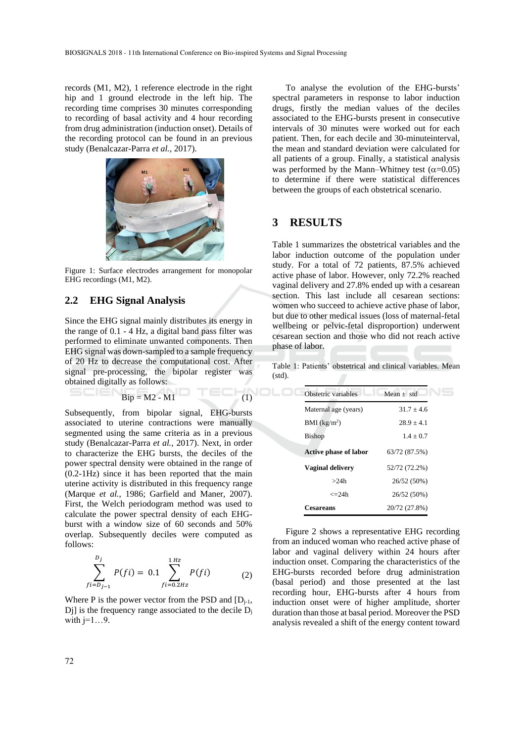records (M1, M2), 1 reference electrode in the right hip and 1 ground electrode in the left hip. The recording time comprises 30 minutes corresponding to recording of basal activity and 4 hour recording from drug administration (induction onset). Details of the recording protocol can be found in an previous study (Benalcazar-Parra *et al.*, 2017).

Figure 1: Surface electrodes arrangement for monopolar EHG recordings (M1, M2).

## 2.2 EHG Signal Analysis

Since the EHG signal mainly distributes its energy in the range of 0.1 - 4 Hz, a digital band pass filter was performed to eliminate unwanted components. Then EHG signal was down-sampled to a sample frequency of 20 Hz to decrease the computational cost. After signal pre-processing, the bipolar register was obtained digitally as follows:

$$\text{Bip} = \text{M2} - \text{M1} \tag{1}$$

Subsequently, from bipolar signal, EHG-bursts associated to uterine contractions were manually segmented using the same criteria as in a previous study (Benalcazar-Parra *et al.*, 2017). Next, in order to characterize the EHG bursts, the deciles of the power spectral density were obtained in the range of (0.2-1Hz) since it has been reported that the main uterine activity is distributed in this frequency range (Marque *et al.*, 1986; Garfield and Maner, 2007). First, the Welch periodogram method was used to calculate the power spectral density of each EHG-burst with a window size of 60 seconds and 50% overlap. Subsequently deciles were computed as follows:

$$\sum_{fi=D_{j-1}}^{D_j} P(fi) = 0.1 \sum_{fi=0.2Hz}^{1\,Hz} P(fi) \tag{2}$$

Where P is the power vector from the PSD and $[D_{j-1}, D_j]$ is the frequency range associated to the decile $D_j$ with $j$=1…9.

To analyse the evolution of the EHG-bursts' spectral parameters in response to labor induction drugs, firstly the median values of the deciles associated to the EHG-bursts present in consecutive intervals of 30 minutes were worked out for each patient. Then, for each decile and 30-minuteinterval, the mean and standard deviation were calculated for all patients of a group. Finally, a statistical analysis was performed by the Mann–Whitney test ($\alpha$=0.05) to determine if there were statistical differences between the groups of each obstetrical scenario.

# 3 RESULTS

Table 1 summarizes the obstetrical variables and the labor induction outcome of the population under study. For a total of 72 patients, 87.5% achieved active phase of labor. However, only 72.2% reached vaginal delivery and 27.8% ended up with a cesarean section. This last include all cesarean sections: women who succeed to achieve active phase of labor, but due to other medical issues (loss of maternal-fetal wellbeing or pelvic-fetal disproportion) underwent cesarean section and those who did not reach active phase of labor.

Table 1: Patients' obstetrical and clinical variables. Mean (std).

| Obstetric variables | Mean ± std |
|---|---|
| Maternal age (years) | 31.7 ± 4.6 |
| BMI (kg/m$^2$) | 28.9 ± 4.1 |
| Bishop | 1.4 ± 0.7 |
| **Active phase of labor** | 63/72 (87.5%) |
| **Vaginal delivery** | 52/72 (72.2%) |
| >24h | 26/52 (50%) |
| <=24h | 26/52 (50%) |
| **Cesareans** | 20/72 (27.8%) |

Figure 2 shows a representative EHG recording from an induced woman who reached active phase of labor and vaginal delivery within 24 hours after induction onset. Comparing the characteristics of the EHG-bursts recorded before drug administration (basal period) and those presented at the last recording hour, EHG-bursts after 4 hours from induction onset were of higher amplitude, shorter duration than those at basal period. Moreover the PSD analysis revealed a shift of the energy content toward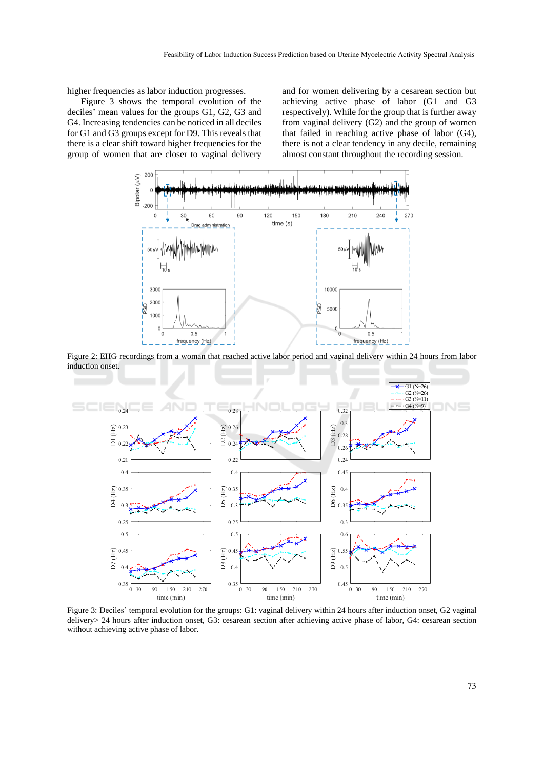higher frequencies as labor induction progresses.

Figure 3 shows the temporal evolution of the deciles' mean values for the groups G1, G2, G3 and G4. Increasing tendencies can be noticed in all deciles for G1 and G3 groups except for D9. This reveals that there is a clear shift toward higher frequencies for the group of women that are closer to vaginal delivery and for women delivering by a cesarean section but achieving active phase of labor (G1 and G3 respectively). While for the group that is further away from vaginal delivery (G2) and the group of women that failed in reaching active phase of labor (G4), there is not a clear tendency in any decile, remaining almost constant throughout the recording session.

Figure 2: EHG recordings from a woman that reached active labor period and vaginal delivery within 24 hours from labor induction onset.

Figure 3: Deciles' temporal evolution for the groups: G1: vaginal delivery within 24 hours after induction onset, G2 vaginal delivery> 24 hours after induction onset, G3: cesarean section after achieving active phase of labor, G4: cesarean section without achieving active phase of labor.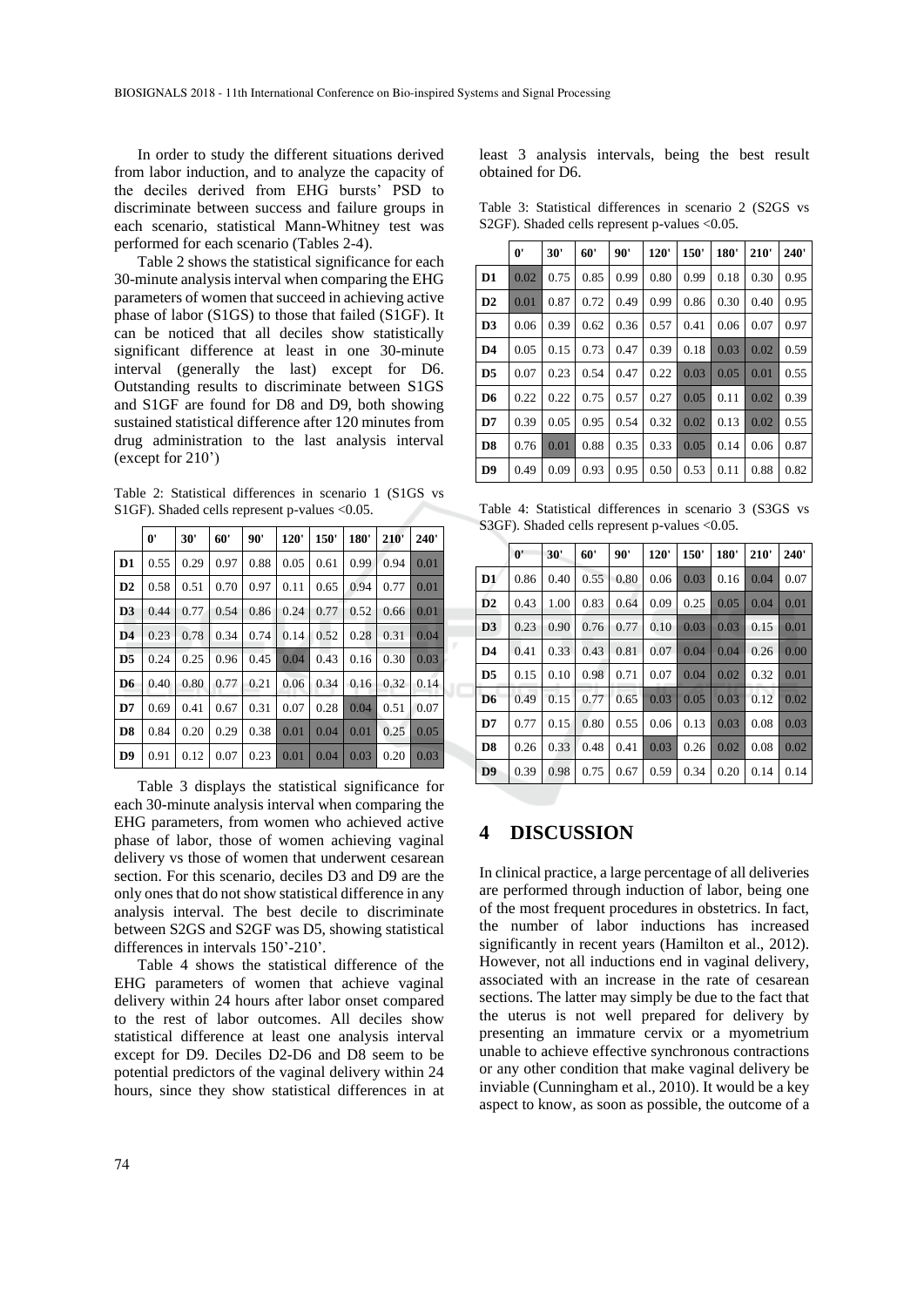In order to study the different situations derived from labor induction, and to analyze the capacity of the deciles derived from EHG bursts' PSD to discriminate between success and failure groups in each scenario, statistical Mann-Whitney test was performed for each scenario (Tables 2-4).

Table 2 shows the statistical significance for each 30-minute analysis interval when comparing the EHG parameters of women that succeed in achieving active phase of labor (S1GS) to those that failed (S1GF). It can be noticed that all deciles show statistically significant difference at least in one 30-minute interval (generally the last) except for D6. Outstanding results to discriminate between S1GS and S1GF are found for D8 and D9, both showing sustained statistical difference after 120 minutes from drug administration to the last analysis interval (except for 210')

Table 2: Statistical differences in scenario 1 (S1GS vs S1GF). Shaded cells represent p-values <0.05.

| | 0' | 30' | 60' | 90' | 120' | 150' | 180' | 210' | 240' |
|---|---|---|---|---|---|---|---|---|---|
| **D1** | 0.55 | 0.29 | 0.97 | 0.88 | 0.05 | 0.61 | 0.99 | 0.94 | 0.01 |
| **D2** | 0.58 | 0.51 | 0.70 | 0.97 | 0.11 | 0.65 | 0.94 | 0.77 | 0.01 |
| **D3** | 0.44 | 0.77 | 0.54 | 0.86 | 0.24 | 0.77 | 0.52 | 0.66 | 0.01 |
| **D4** | 0.23 | 0.78 | 0.34 | 0.74 | 0.14 | 0.52 | 0.28 | 0.31 | 0.04 |
| **D5** | 0.24 | 0.25 | 0.96 | 0.45 | 0.04 | 0.43 | 0.16 | 0.30 | 0.03 |
| **D6** | 0.40 | 0.80 | 0.77 | 0.21 | 0.06 | 0.34 | 0.16 | 0.32 | 0.14 |
| **D7** | 0.69 | 0.41 | 0.67 | 0.31 | 0.07 | 0.28 | 0.04 | 0.51 | 0.07 |
| **D8** | 0.84 | 0.20 | 0.29 | 0.38 | 0.01 | 0.04 | 0.01 | 0.25 | 0.05 |
| **D9** | 0.91 | 0.12 | 0.07 | 0.23 | 0.01 | 0.04 | 0.03 | 0.20 | 0.03 |

Table 3 displays the statistical significance for each 30-minute analysis interval when comparing the EHG parameters, from women who achieved active phase of labor, those of women achieving vaginal delivery vs those of women that underwent cesarean section. For this scenario, deciles D3 and D9 are the only ones that do not show statistical difference in any analysis interval. The best decile to discriminate between S2GS and S2GF was D5, showing statistical differences in intervals 150'-210'.

Table 4 shows the statistical difference of the EHG parameters of women that achieve vaginal delivery within 24 hours after labor onset compared to the rest of labor outcomes. All deciles show statistical difference at least one analysis interval except for D9. Deciles D2-D6 and D8 seem to be potential predictors of the vaginal delivery within 24 hours, since they show statistical differences in at least 3 analysis intervals, being the best result obtained for D6.

Table 3: Statistical differences in scenario 2 (S2GS vs S2GF). Shaded cells represent p-values <0.05.

| | 0' | 30' | 60' | 90' | 120' | 150' | 180' | 210' | 240' |
|---|---|---|---|---|---|---|---|---|---|
| **D1** | 0.02 | 0.75 | 0.85 | 0.99 | 0.80 | 0.99 | 0.18 | 0.30 | 0.95 |
| **D2** | 0.01 | 0.87 | 0.72 | 0.49 | 0.99 | 0.86 | 0.30 | 0.40 | 0.95 |
| **D3** | 0.06 | 0.39 | 0.62 | 0.36 | 0.57 | 0.41 | 0.06 | 0.07 | 0.97 |
| **D4** | 0.05 | 0.15 | 0.73 | 0.47 | 0.39 | 0.18 | 0.03 | 0.02 | 0.59 |
| **D5** | 0.07 | 0.23 | 0.54 | 0.47 | 0.22 | 0.03 | 0.05 | 0.01 | 0.55 |
| **D6** | 0.22 | 0.22 | 0.75 | 0.57 | 0.27 | 0.05 | 0.11 | 0.02 | 0.39 |
| **D7** | 0.39 | 0.05 | 0.95 | 0.54 | 0.32 | 0.02 | 0.13 | 0.02 | 0.55 |
| **D8** | 0.76 | 0.01 | 0.88 | 0.35 | 0.33 | 0.05 | 0.14 | 0.06 | 0.87 |
| **D9** | 0.49 | 0.09 | 0.93 | 0.95 | 0.50 | 0.53 | 0.11 | 0.88 | 0.82 |

Table 4: Statistical differences in scenario 3 (S3GS vs S3GF). Shaded cells represent p-values <0.05.

| | 0' | 30' | 60' | 90' | 120' | 150' | 180' | 210' | 240' |
|---|---|---|---|---|---|---|---|---|---|
| **D1** | 0.86 | 0.40 | 0.55 | 0.80 | 0.06 | 0.03 | 0.16 | 0.04 | 0.07 |
| **D2** | 0.43 | 1.00 | 0.83 | 0.64 | 0.09 | 0.25 | 0.05 | 0.04 | 0.01 |
| **D3** | 0.23 | 0.90 | 0.76 | 0.77 | 0.10 | 0.03 | 0.03 | 0.15 | 0.01 |
| **D4** | 0.41 | 0.33 | 0.43 | 0.81 | 0.07 | 0.04 | 0.04 | 0.26 | 0.00 |
| **D5** | 0.15 | 0.10 | 0.98 | 0.71 | 0.07 | 0.04 | 0.02 | 0.32 | 0.01 |
| **D6** | 0.49 | 0.15 | 0.77 | 0.65 | 0.03 | 0.05 | 0.03 | 0.12 | 0.02 |
| **D7** | 0.77 | 0.15 | 0.80 | 0.55 | 0.06 | 0.13 | 0.03 | 0.08 | 0.03 |
| **D8** | 0.26 | 0.33 | 0.48 | 0.41 | 0.03 | 0.26 | 0.02 | 0.08 | 0.02 |
| **D9** | 0.39 | 0.98 | 0.75 | 0.67 | 0.59 | 0.34 | 0.20 | 0.14 | 0.14 |

## 4 DISCUSSION

In clinical practice, a large percentage of all deliveries are performed through induction of labor, being one of the most frequent procedures in obstetrics. In fact, the number of labor inductions has increased significantly in recent years (Hamilton et al., 2012). However, not all inductions end in vaginal delivery, associated with an increase in the rate of cesarean sections. The latter may simply be due to the fact that the uterus is not well prepared for delivery by presenting an immature cervix or a myometrium unable to achieve effective synchronous contractions or any other condition that make vaginal delivery be inviable (Cunningham et al., 2010). It would be a key aspect to know, as soon as possible, the outcome of a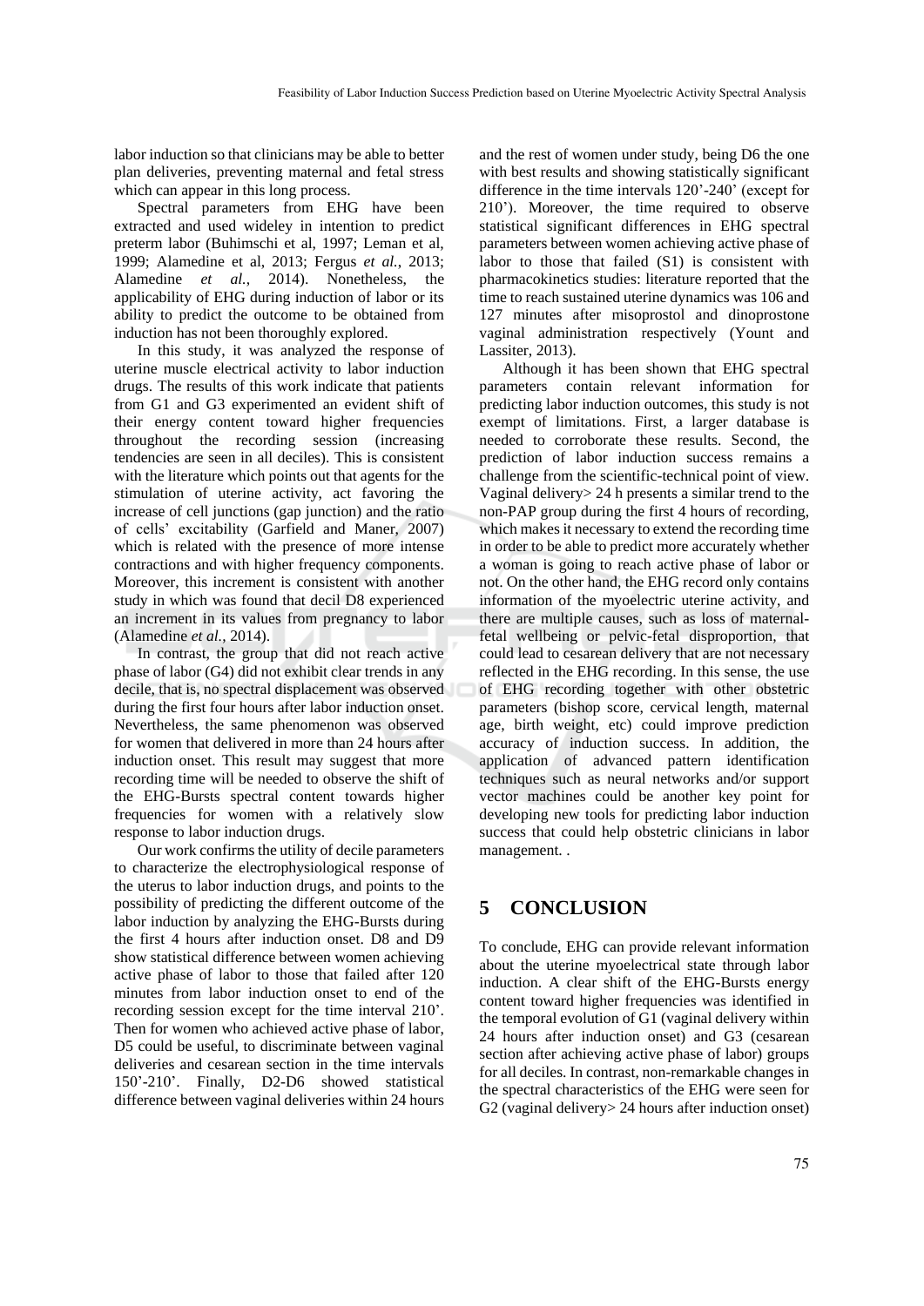labor induction so that clinicians may be able to better plan deliveries, preventing maternal and fetal stress which can appear in this long process.

Spectral parameters from EHG have been extracted and used wideley in intention to predict preterm labor (Buhimschi et al, 1997; Leman et al, 1999; Alamedine et al, 2013; Fergus *et al.*, 2013; Alamedine *et al.*, 2014). Nonetheless, the applicability of EHG during induction of labor or its ability to predict the outcome to be obtained from induction has not been thoroughly explored.

In this study, it was analyzed the response of uterine muscle electrical activity to labor induction drugs. The results of this work indicate that patients from G1 and G3 experimented an evident shift of their energy content toward higher frequencies throughout the recording session (increasing tendencies are seen in all deciles). This is consistent with the literature which points out that agents for the stimulation of uterine activity, act favoring the increase of cell junctions (gap junction) and the ratio of cells' excitability (Garfield and Maner, 2007) which is related with the presence of more intense contractions and with higher frequency components. Moreover, this increment is consistent with another study in which was found that decil D8 experienced an increment in its values from pregnancy to labor (Alamedine *et al.*, 2014).

In contrast, the group that did not reach active phase of labor (G4) did not exhibit clear trends in any decile, that is, no spectral displacement was observed during the first four hours after labor induction onset. Nevertheless, the same phenomenon was observed for women that delivered in more than 24 hours after induction onset. This result may suggest that more recording time will be needed to observe the shift of the EHG-Bursts spectral content towards higher frequencies for women with a relatively slow response to labor induction drugs.

Our work confirms the utility of decile parameters to characterize the electrophysiological response of the uterus to labor induction drugs, and points to the possibility of predicting the different outcome of the labor induction by analyzing the EHG-Bursts during the first 4 hours after induction onset. D8 and D9 show statistical difference between women achieving active phase of labor to those that failed after 120 minutes from labor induction onset to end of the recording session except for the time interval 210'. Then for women who achieved active phase of labor, D5 could be useful, to discriminate between vaginal deliveries and cesarean section in the time intervals 150'-210'. Finally, D2-D6 showed statistical difference between vaginal deliveries within 24 hours and the rest of women under study, being D6 the one with best results and showing statistically significant difference in the time intervals 120'-240' (except for 210'). Moreover, the time required to observe statistical significant differences in EHG spectral parameters between women achieving active phase of labor to those that failed (S1) is consistent with pharmacokinetics studies: literature reported that the time to reach sustained uterine dynamics was 106 and 127 minutes after misoprostol and dinoprostone vaginal administration respectively (Yount and Lassiter, 2013).

Although it has been shown that EHG spectral parameters contain relevant information for predicting labor induction outcomes, this study is not exempt of limitations. First, a larger database is needed to corroborate these results. Second, the prediction of labor induction success remains a challenge from the scientific-technical point of view. Vaginal delivery> 24 h presents a similar trend to the non-PAP group during the first 4 hours of recording, which makes it necessary to extend the recording time in order to be able to predict more accurately whether a woman is going to reach active phase of labor or not. On the other hand, the EHG record only contains information of the myoelectric uterine activity, and there are multiple causes, such as loss of maternal-fetal wellbeing or pelvic-fetal disproportion, that could lead to cesarean delivery that are not necessary reflected in the EHG recording. In this sense, the use of EHG recording together with other obstetric parameters (bishop score, cervical length, maternal age, birth weight, etc) could improve prediction accuracy of induction success. In addition, the application of advanced pattern identification techniques such as neural networks and/or support vector machines could be another key point for developing new tools for predicting labor induction success that could help obstetric clinicians in labor management. .

## 5 CONCLUSION

To conclude, EHG can provide relevant information about the uterine myoelectrical state through labor induction. A clear shift of the EHG-Bursts energy content toward higher frequencies was identified in the temporal evolution of G1 (vaginal delivery within 24 hours after induction onset) and G3 (cesarean section after achieving active phase of labor) groups for all deciles. In contrast, non-remarkable changes in the spectral characteristics of the EHG were seen for G2 (vaginal delivery> 24 hours after induction onset)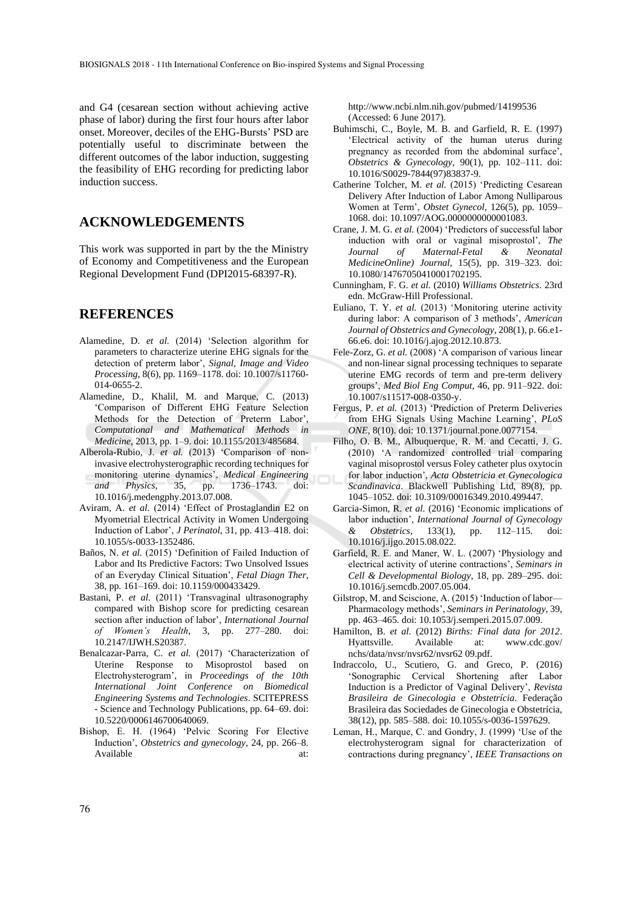and G4 (cesarean section without achieving active phase of labor) during the first four hours after labor onset. Moreover, deciles of the EHG-Bursts' PSD are potentially useful to discriminate between the different outcomes of the labor induction, suggesting the feasibility of EHG recording for predicting labor induction success.

## ACKNOWLEDGEMENTS

This work was supported in part by the the Ministry of Economy and Competitiveness and the European Regional Development Fund (DPI2015-68397-R).

## REFERENCES

Alamedine, D. *et al.* (2014) 'Selection algorithm for parameters to characterize uterine EHG signals for the detection of preterm labor', *Signal, Image and Video Processing*, 8(6), pp. 1169–1178. doi: 10.1007/s11760-014-0655-2.

Alamedine, D., Khalil, M. and Marque, C. (2013) 'Comparison of Different EHG Feature Selection Methods for the Detection of Preterm Labor', *Computational and Mathematical Methods in Medicine*, 2013, pp. 1–9. doi: 10.1155/2013/485684.

Alberola-Rubio, J. *et al.* (2013) 'Comparison of non-invasive electrohysterographic recording techniques for monitoring uterine dynamics', *Medical Engineering and Physics*, 35, pp. 1736–1743. doi: 10.1016/j.medengphy.2013.07.008.

Aviram, A. *et al.* (2014) 'Effect of Prostaglandin E2 on Myometrial Electrical Activity in Women Undergoing Induction of Labor', *J Perinatol*, 31, pp. 413–418. doi: 10.1055/s-0033-1352486.

Baños, N. *et al.* (2015) 'Definition of Failed Induction of Labor and Its Predictive Factors: Two Unsolved Issues of an Everyday Clinical Situation', *Fetal Diagn Ther*, 38, pp. 161–169. doi: 10.1159/000433429.

Bastani, P. *et al.* (2011) 'Transvaginal ultrasonography compared with Bishop score for predicting cesarean section after induction of labor', *International Journal of Women's Health*, 3, pp. 277–280. doi: 10.2147/IJWH.S20387.

Benalcazar-Parra, C. *et al.* (2017) 'Characterization of Uterine Response to Misoprostol based on Electrohysterogram', in *Proceedings of the 10th International Joint Conference on Biomedical Engineering Systems and Technologies*. SCITEPRESS - Science and Technology Publications, pp. 64–69. doi: 10.5220/0006146700640069.

Bishop, E. H. (1964) 'Pelvic Scoring For Elective Induction', *Obstetrics and gynecology*, 24, pp. 266–8. Available at: http://www.ncbi.nlm.nih.gov/pubmed/14199536 (Accessed: 6 June 2017).

Buhimschi, C., Boyle, M. B. and Garfield, R. E. (1997) 'Electrical activity of the human uterus during pregnancy as recorded from the abdominal surface', *Obstetrics & Gynecology*, 90(1), pp. 102–111. doi: 10.1016/S0029-7844(97)83837-9.

Catherine Tolcher, M. *et al.* (2015) 'Predicting Cesarean Delivery After Induction of Labor Among Nulliparous Women at Term', *Obstet Gynecol*, 126(5), pp. 1059–1068. doi: 10.1097/AOG.0000000000001083.

Crane, J. M. G. *et al.* (2004) 'Predictors of successful labor induction with oral or vaginal misoprostol', *The Journal of Maternal-Fetal & Neonatal MedicineOnline) Journal*, 15(5), pp. 319–323. doi: 10.1080/14767050410001702195.

Cunningham, F. G. *et al.* (2010) *Williams Obstetrics*. 23rd edn. McGraw-Hill Professional.

Euliano, T. Y. *et al.* (2013) 'Monitoring uterine activity during labor: A comparison of 3 methods', *American Journal of Obstetrics and Gynecology*, 208(1), p. 66.e1-66.e6. doi: 10.1016/j.ajog.2012.10.873.

Fele-Zorz, G. *et al.* (2008) 'A comparison of various linear and non-linear signal processing techniques to separate uterine EMG records of term and pre-term delivery groups', *Med Biol Eng Comput*, 46, pp. 911–922. doi: 10.1007/s11517-008-0350-y.

Fergus, P. *et al.* (2013) 'Prediction of Preterm Deliveries from EHG Signals Using Machine Learning', *PLoS ONE*, 8(10). doi: 10.1371/journal.pone.0077154.

Filho, O. B. M., Albuquerque, R. M. and Cecatti, J. G. (2010) 'A randomized controlled trial comparing vaginal misoprostol versus Foley catheter plus oxytocin for labor induction', *Acta Obstetricia et Gynecologica Scandinavica*. Blackwell Publishing Ltd, 89(8), pp. 1045–1052. doi: 10.3109/00016349.2010.499447.

Garcia-Simon, R. *et al.* (2016) 'Economic implications of labor induction', *International Journal of Gynecology & Obstetrics*, 133(1), pp. 112–115. doi: 10.1016/j.ijgo.2015.08.022.

Garfield, R. E. and Maner, W. L. (2007) 'Physiology and electrical activity of uterine contractions', *Seminars in Cell & Developmental Biology*, 18, pp. 289–295. doi: 10.1016/j.semcdb.2007.05.004.

Gilstrop, M. and Sciscione, A. (2015) 'Induction of labor—Pharmacology methods', *Seminars in Perinatology*, 39, pp. 463–465. doi: 10.1053/j.semperi.2015.07.009.

Hamilton, B. *et al.* (2012) *Births: Final data for 2012*. Hyattsville. Available at: www.cdc.gov/nchs/data/nvsr/nvsr62/nvsr62 09.pdf.

Indraccolo, U., Scutiero, G. and Greco, P. (2016) 'Sonographic Cervical Shortening after Labor Induction is a Predictor of Vaginal Delivery', *Revista Brasileira de Ginecologia e Obstetrícia*. Federação Brasileira das Sociedades de Ginecologia e Obstetrícia, 38(12), pp. 585–588. doi: 10.1055/s-0036-1597629.

Leman, H., Marque, C. and Gondry, J. (1999) 'Use of the electrohysterogram signal for characterization of contractions during pregnancy', *IEEE Transactions on*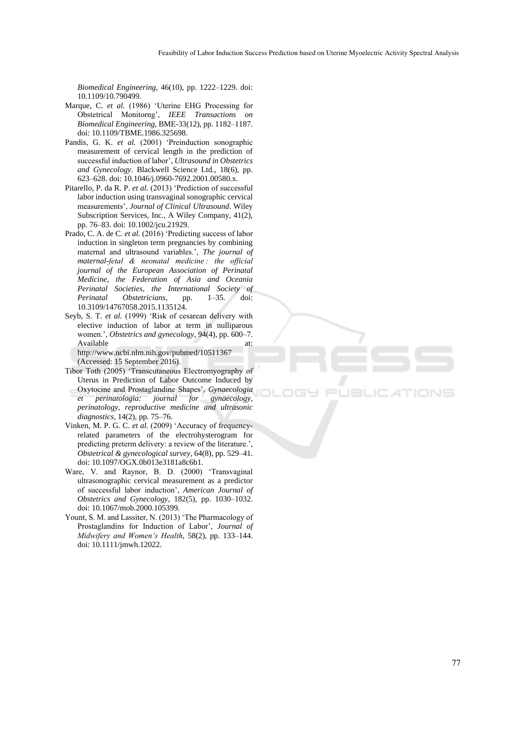*Biomedical Engineering*, 46(10), pp. 1222–1229. doi: 10.1109/10.790499.

Marque, C. *et al.* (1986) 'Uterine EHG Processing for Obstetrical Monitorng', *IEEE Transactions on Biomedical Engineering*, BME-33(12), pp. 1182–1187. doi: 10.1109/TBME.1986.325698.

Pandis, G. K. *et al.* (2001) 'Preinduction sonographic measurement of cervical length in the prediction of successful induction of labor', *Ultrasound in Obstetrics and Gynecology*. Blackwell Science Ltd., 18(6), pp. 623–628. doi: 10.1046/j.0960-7692.2001.00580.x.

Pitarello, P. da R. P. *et al.* (2013) 'Prediction of successful labor induction using transvaginal sonographic cervical measurements', *Journal of Clinical Ultrasound*. Wiley Subscription Services, Inc., A Wiley Company, 41(2), pp. 76–83. doi: 10.1002/jcu.21929.

Prado, C. A. de C. *et al.* (2016) 'Predicting success of labor induction in singleton term pregnancies by combining maternal and ultrasound variables.', *The journal of maternal-fetal & neonatal medicine : the official journal of the European Association of Perinatal Medicine, the Federation of Asia and Oceania Perinatal Societies, the International Society of Perinatal Obstetricians*, pp. 1–35. doi: 10.3109/14767058.2015.1135124.

Seyb, S. T. *et al.* (1999) 'Risk of cesarean delivery with elective induction of labor at term in nulliparous women.', *Obstetrics and gynecology*, 94(4), pp. 600–7. Available at: http://www.ncbi.nlm.nih.gov/pubmed/10511367 (Accessed: 15 September 2016).

Tibor Toth (2005) 'Transcutaneous Electromyography of Uterus in Prediction of Labor Outcome Induced by Oxytocine and Prostaglandine Shapes', *Gynaecologia et perinatologia: journal for gynaecology, perinatology, reproductive medicine and ultrasonic diagnostics*, 14(2), pp. 75–76.

Vinken, M. P. G. C. *et al.* (2009) 'Accuracy of frequency-related parameters of the electrohysterogram for predicting preterm delivery: a review of the literature.', *Obstetrical & gynecological survey*, 64(8), pp. 529–41. doi: 10.1097/OGX.0b013e3181a8c6b1.

Ware, V. and Raynor, B. D. (2000) 'Transvaginal ultrasonographic cervical measurement as a predictor of successful labor induction', *American Journal of Obstetrics and Gynecology*, 182(5), pp. 1030–1032. doi: 10.1067/mob.2000.105399.

Yount, S. M. and Lassiter, N. (2013) 'The Pharmacology of Prostaglandins for Induction of Labor', *Journal of Midwifery and Women's Health*, 58(2), pp. 133–144. doi: 10.1111/jmwh.12022.